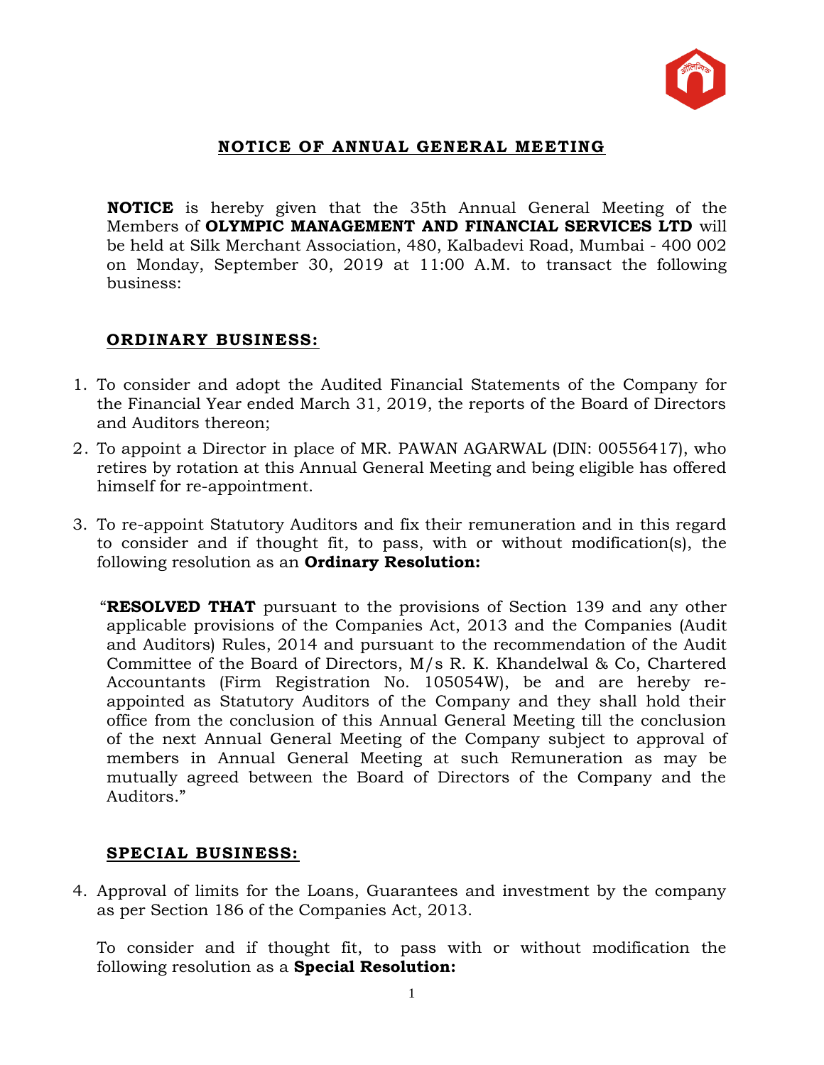# NOTICE OF ANNUAL GENERAL MEETING

**NOTICE** is hereby given that the 35th Annual General Meeting of the Members of **OLYMPIC MANAGEMENT AND FINANCIAL SERVICES LTD** will be held at Silk Merchant Association, 480, Kalbadevi Road, Mumbai - 400 002 on Monday, September 30, 2019 at 11:00 A.M. to transact the following business:

## ORDINARY BUSINESS:

1. To consider and adopt the Audited Financial Statements of the Company for the Financial Year ended March 31, 2019, the reports of the Board of Directors and Auditors thereon;
2. To appoint a Director in place of MR. PAWAN AGARWAL (DIN: 00556417), who retires by rotation at this Annual General Meeting and being eligible has offered himself for re-appointment.
3. To re-appoint Statutory Auditors and fix their remuneration and in this regard to consider and if thought fit, to pass, with or without modification(s), the following resolution as an **Ordinary Resolution:**

   "**RESOLVED THAT** pursuant to the provisions of Section 139 and any other applicable provisions of the Companies Act, 2013 and the Companies (Audit and Auditors) Rules, 2014 and pursuant to the recommendation of the Audit Committee of the Board of Directors, M/s R. K. Khandelwal & Co, Chartered Accountants (Firm Registration No. 105054W), be and are hereby re-appointed as Statutory Auditors of the Company and they shall hold their office from the conclusion of this Annual General Meeting till the conclusion of the next Annual General Meeting of the Company subject to approval of members in Annual General Meeting at such Remuneration as may be mutually agreed between the Board of Directors of the Company and the Auditors."

## SPECIAL BUSINESS:

4. Approval of limits for the Loans, Guarantees and investment by the company as per Section 186 of the Companies Act, 2013.

   To consider and if thought fit, to pass with or without modification the following resolution as a **Special Resolution:**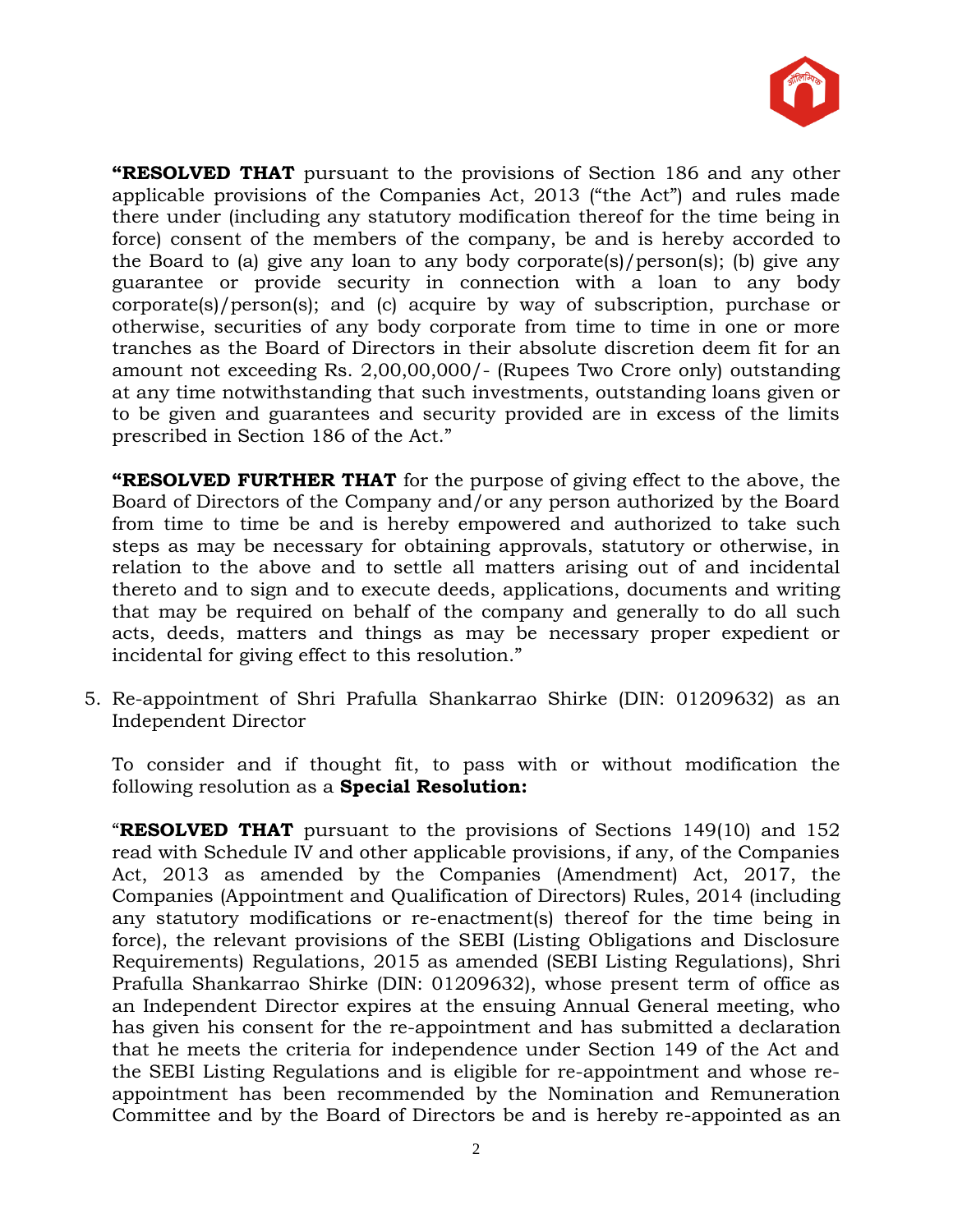**"RESOLVED THAT** pursuant to the provisions of Section 186 and any other applicable provisions of the Companies Act, 2013 ("the Act") and rules made there under (including any statutory modification thereof for the time being in force) consent of the members of the company, be and is hereby accorded to the Board to (a) give any loan to any body corporate(s)/person(s); (b) give any guarantee or provide security in connection with a loan to any body corporate(s)/person(s); and (c) acquire by way of subscription, purchase or otherwise, securities of any body corporate from time to time in one or more tranches as the Board of Directors in their absolute discretion deem fit for an amount not exceeding Rs. 2,00,00,000/- (Rupees Two Crore only) outstanding at any time notwithstanding that such investments, outstanding loans given or to be given and guarantees and security provided are in excess of the limits prescribed in Section 186 of the Act."

**"RESOLVED FURTHER THAT** for the purpose of giving effect to the above, the Board of Directors of the Company and/or any person authorized by the Board from time to time be and is hereby empowered and authorized to take such steps as may be necessary for obtaining approvals, statutory or otherwise, in relation to the above and to settle all matters arising out of and incidental thereto and to sign and to execute deeds, applications, documents and writing that may be required on behalf of the company and generally to do all such acts, deeds, matters and things as may be necessary proper expedient or incidental for giving effect to this resolution."

5. Re-appointment of Shri Prafulla Shankarrao Shirke (DIN: 01209632) as an Independent Director

   To consider and if thought fit, to pass with or without modification the following resolution as a **Special Resolution:**

   "**RESOLVED THAT** pursuant to the provisions of Sections 149(10) and 152 read with Schedule IV and other applicable provisions, if any, of the Companies Act, 2013 as amended by the Companies (Amendment) Act, 2017, the Companies (Appointment and Qualification of Directors) Rules, 2014 (including any statutory modifications or re-enactment(s) thereof for the time being in force), the relevant provisions of the SEBI (Listing Obligations and Disclosure Requirements) Regulations, 2015 as amended (SEBI Listing Regulations), Shri Prafulla Shankarrao Shirke (DIN: 01209632), whose present term of office as an Independent Director expires at the ensuing Annual General meeting, who has given his consent for the re-appointment and has submitted a declaration that he meets the criteria for independence under Section 149 of the Act and the SEBI Listing Regulations and is eligible for re-appointment and whose re-appointment has been recommended by the Nomination and Remuneration Committee and by the Board of Directors be and is hereby re-appointed as an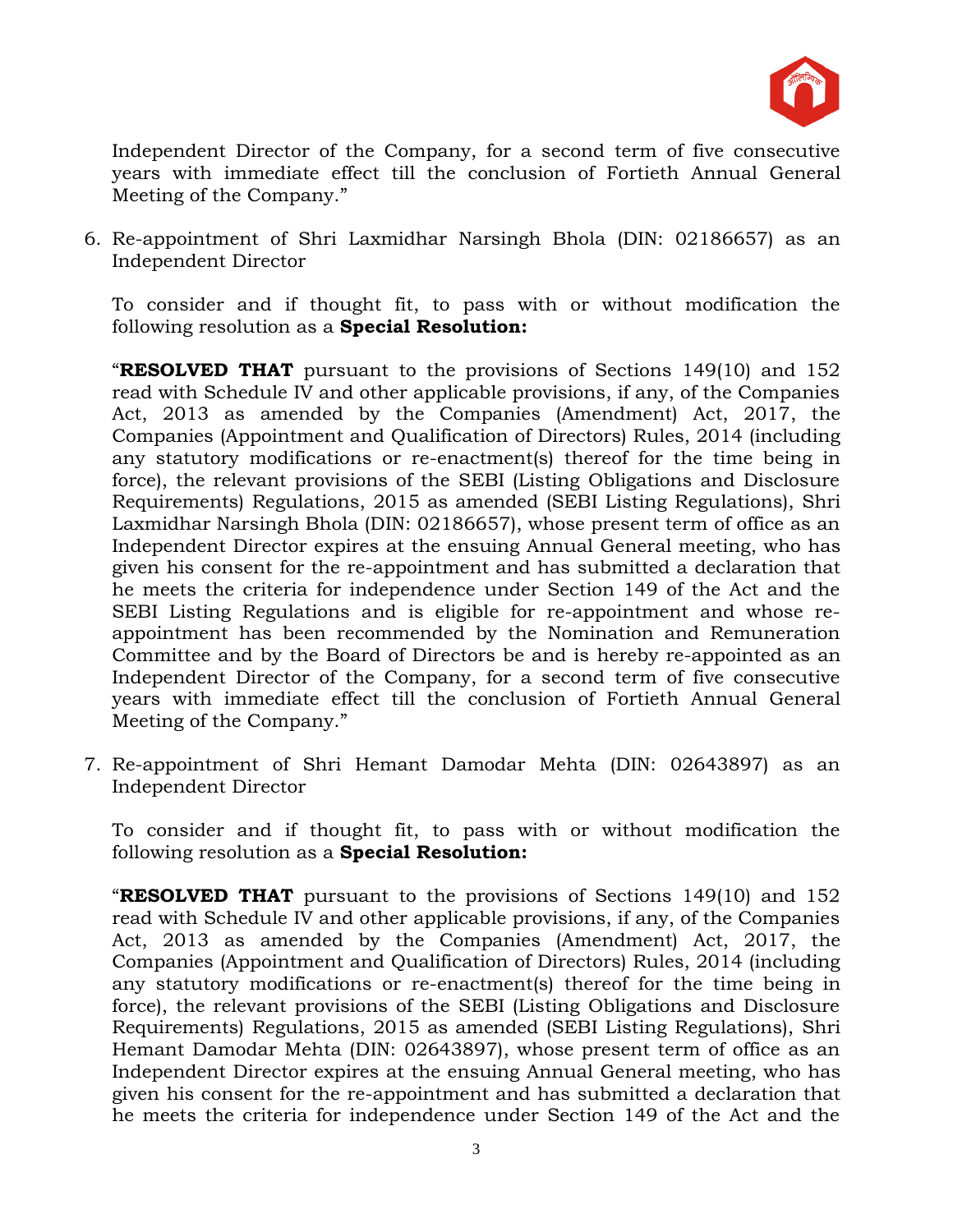Independent Director of the Company, for a second term of five consecutive years with immediate effect till the conclusion of Fortieth Annual General Meeting of the Company."

6. Re-appointment of Shri Laxmidhar Narsingh Bhola (DIN: 02186657) as an Independent Director

   To consider and if thought fit, to pass with or without modification the following resolution as a **Special Resolution:**

   "**RESOLVED THAT** pursuant to the provisions of Sections 149(10) and 152 read with Schedule IV and other applicable provisions, if any, of the Companies Act, 2013 as amended by the Companies (Amendment) Act, 2017, the Companies (Appointment and Qualification of Directors) Rules, 2014 (including any statutory modifications or re-enactment(s) thereof for the time being in force), the relevant provisions of the SEBI (Listing Obligations and Disclosure Requirements) Regulations, 2015 as amended (SEBI Listing Regulations), Shri Laxmidhar Narsingh Bhola (DIN: 02186657), whose present term of office as an Independent Director expires at the ensuing Annual General meeting, who has given his consent for the re-appointment and has submitted a declaration that he meets the criteria for independence under Section 149 of the Act and the SEBI Listing Regulations and is eligible for re-appointment and whose re-appointment has been recommended by the Nomination and Remuneration Committee and by the Board of Directors be and is hereby re-appointed as an Independent Director of the Company, for a second term of five consecutive years with immediate effect till the conclusion of Fortieth Annual General Meeting of the Company."

7. Re-appointment of Shri Hemant Damodar Mehta (DIN: 02643897) as an Independent Director

   To consider and if thought fit, to pass with or without modification the following resolution as a **Special Resolution:**

   "**RESOLVED THAT** pursuant to the provisions of Sections 149(10) and 152 read with Schedule IV and other applicable provisions, if any, of the Companies Act, 2013 as amended by the Companies (Amendment) Act, 2017, the Companies (Appointment and Qualification of Directors) Rules, 2014 (including any statutory modifications or re-enactment(s) thereof for the time being in force), the relevant provisions of the SEBI (Listing Obligations and Disclosure Requirements) Regulations, 2015 as amended (SEBI Listing Regulations), Shri Hemant Damodar Mehta (DIN: 02643897), whose present term of office as an Independent Director expires at the ensuing Annual General meeting, who has given his consent for the re-appointment and has submitted a declaration that he meets the criteria for independence under Section 149 of the Act and the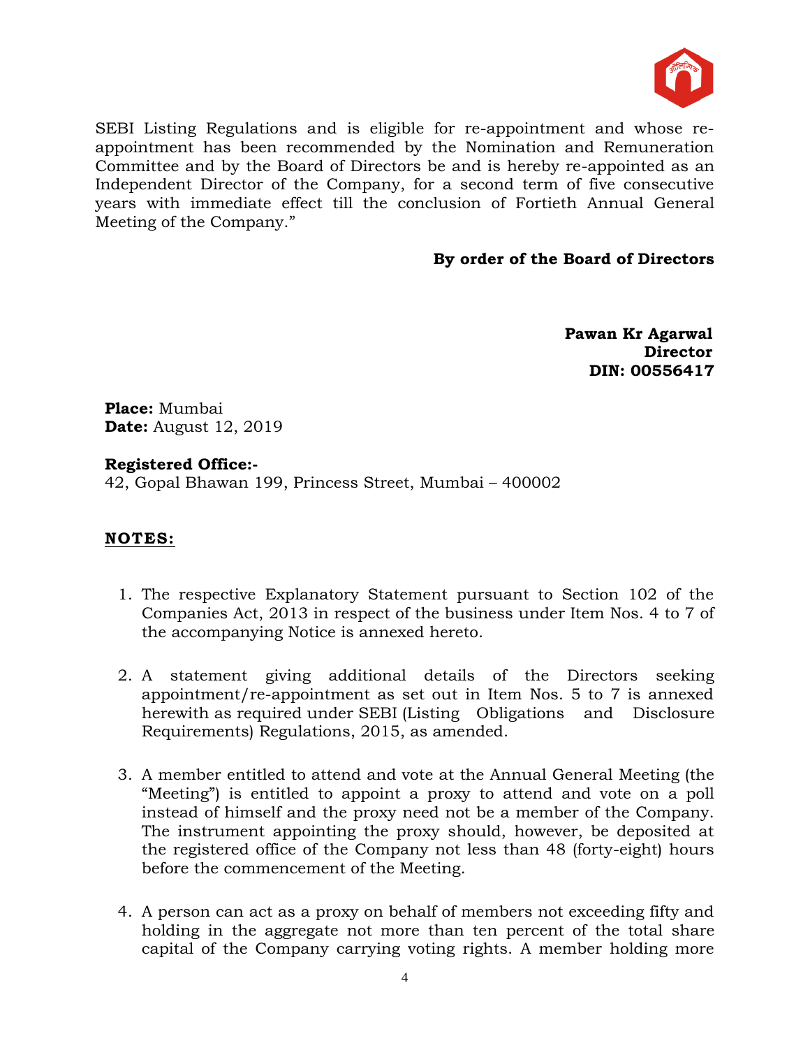SEBI Listing Regulations and is eligible for re-appointment and whose re-appointment has been recommended by the Nomination and Remuneration Committee and by the Board of Directors be and is hereby re-appointed as an Independent Director of the Company, for a second term of five consecutive years with immediate effect till the conclusion of Fortieth Annual General Meeting of the Company."

**By order of the Board of Directors**

**Pawan Kr Agarwal**
**Director**
**DIN: 00556417**

**Place:** Mumbai
**Date:** August 12, 2019

**Registered Office:-**
42, Gopal Bhawan 199, Princess Street, Mumbai – 400002

## NOTES:

1. The respective Explanatory Statement pursuant to Section 102 of the Companies Act, 2013 in respect of the business under Item Nos. 4 to 7 of the accompanying Notice is annexed hereto.

2. A statement giving additional details of the Directors seeking appointment/re-appointment as set out in Item Nos. 5 to 7 is annexed herewith as required under SEBI (Listing Obligations and Disclosure Requirements) Regulations, 2015, as amended.

3. A member entitled to attend and vote at the Annual General Meeting (the "Meeting") is entitled to appoint a proxy to attend and vote on a poll instead of himself and the proxy need not be a member of the Company. The instrument appointing the proxy should, however, be deposited at the registered office of the Company not less than 48 (forty-eight) hours before the commencement of the Meeting.

4. A person can act as a proxy on behalf of members not exceeding fifty and holding in the aggregate not more than ten percent of the total share capital of the Company carrying voting rights. A member holding more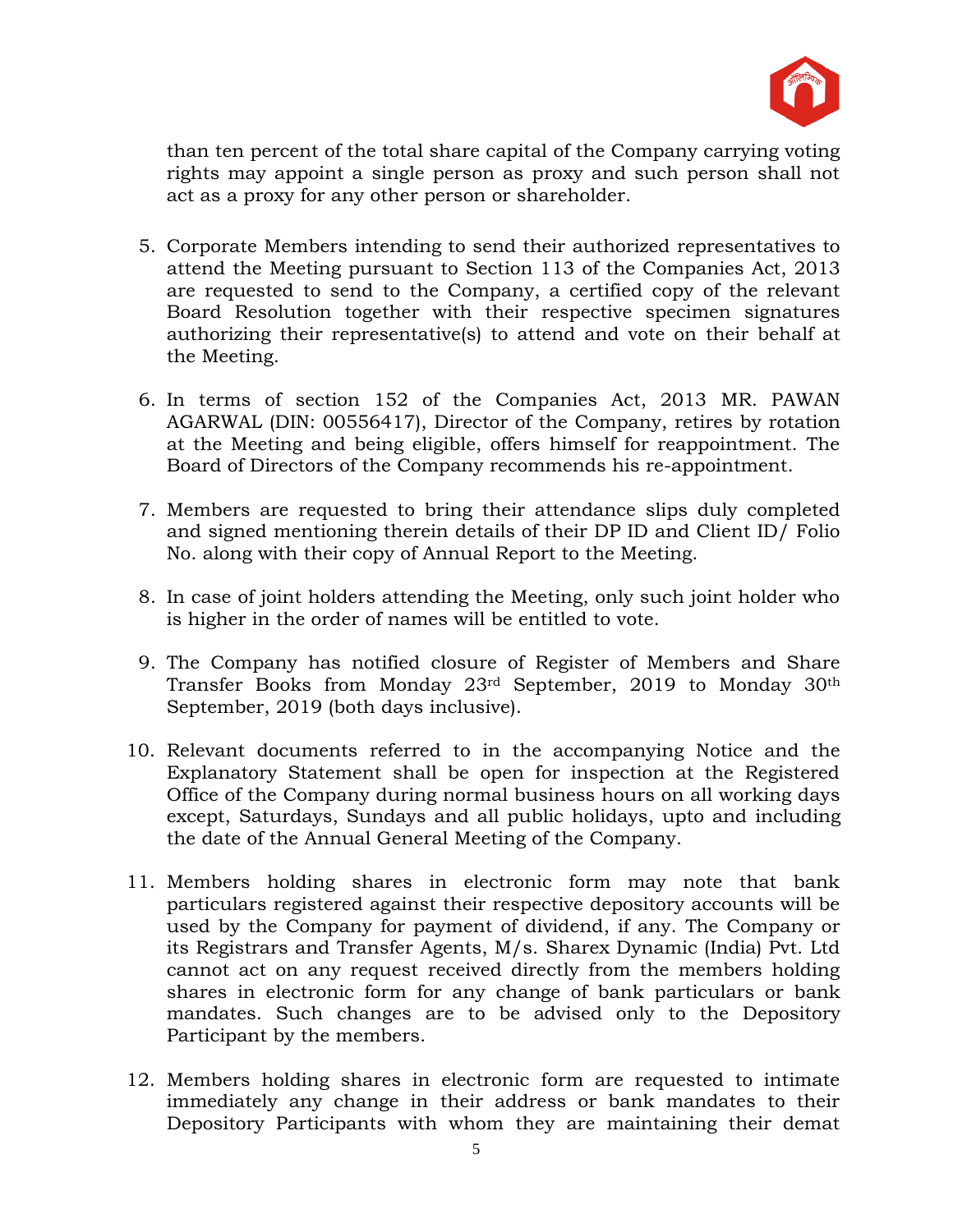than ten percent of the total share capital of the Company carrying voting rights may appoint a single person as proxy and such person shall not act as a proxy for any other person or shareholder.

5. Corporate Members intending to send their authorized representatives to attend the Meeting pursuant to Section 113 of the Companies Act, 2013 are requested to send to the Company, a certified copy of the relevant Board Resolution together with their respective specimen signatures authorizing their representative(s) to attend and vote on their behalf at the Meeting.

6. In terms of section 152 of the Companies Act, 2013 MR. PAWAN AGARWAL (DIN: 00556417), Director of the Company, retires by rotation at the Meeting and being eligible, offers himself for reappointment. The Board of Directors of the Company recommends his re-appointment.

7. Members are requested to bring their attendance slips duly completed and signed mentioning therein details of their DP ID and Client ID/ Folio No. along with their copy of Annual Report to the Meeting.

8. In case of joint holders attending the Meeting, only such joint holder who is higher in the order of names will be entitled to vote.

9. The Company has notified closure of Register of Members and Share Transfer Books from Monday 23rd September, 2019 to Monday 30th September, 2019 (both days inclusive).

10. Relevant documents referred to in the accompanying Notice and the Explanatory Statement shall be open for inspection at the Registered Office of the Company during normal business hours on all working days except, Saturdays, Sundays and all public holidays, upto and including the date of the Annual General Meeting of the Company.

11. Members holding shares in electronic form may note that bank particulars registered against their respective depository accounts will be used by the Company for payment of dividend, if any. The Company or its Registrars and Transfer Agents, M/s. Sharex Dynamic (India) Pvt. Ltd cannot act on any request received directly from the members holding shares in electronic form for any change of bank particulars or bank mandates. Such changes are to be advised only to the Depository Participant by the members.

12. Members holding shares in electronic form are requested to intimate immediately any change in their address or bank mandates to their Depository Participants with whom they are maintaining their demat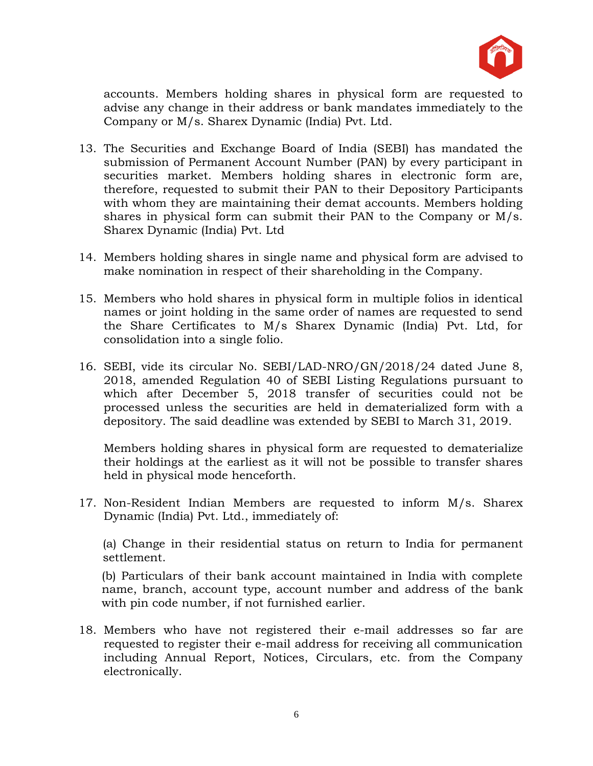accounts. Members holding shares in physical form are requested to advise any change in their address or bank mandates immediately to the Company or M/s. Sharex Dynamic (India) Pvt. Ltd.

13. The Securities and Exchange Board of India (SEBI) has mandated the submission of Permanent Account Number (PAN) by every participant in securities market. Members holding shares in electronic form are, therefore, requested to submit their PAN to their Depository Participants with whom they are maintaining their demat accounts. Members holding shares in physical form can submit their PAN to the Company or M/s. Sharex Dynamic (India) Pvt. Ltd

14. Members holding shares in single name and physical form are advised to make nomination in respect of their shareholding in the Company.

15. Members who hold shares in physical form in multiple folios in identical names or joint holding in the same order of names are requested to send the Share Certificates to M/s Sharex Dynamic (India) Pvt. Ltd, for consolidation into a single folio.

16. SEBI, vide its circular No. SEBI/LAD-NRO/GN/2018/24 dated June 8, 2018, amended Regulation 40 of SEBI Listing Regulations pursuant to which after December 5, 2018 transfer of securities could not be processed unless the securities are held in dematerialized form with a depository. The said deadline was extended by SEBI to March 31, 2019.

    Members holding shares in physical form are requested to dematerialize their holdings at the earliest as it will not be possible to transfer shares held in physical mode henceforth.

17. Non-Resident Indian Members are requested to inform M/s. Sharex Dynamic (India) Pvt. Ltd., immediately of:

    (a) Change in their residential status on return to India for permanent settlement.

    (b) Particulars of their bank account maintained in India with complete name, branch, account type, account number and address of the bank with pin code number, if not furnished earlier.

18. Members who have not registered their e-mail addresses so far are requested to register their e-mail address for receiving all communication including Annual Report, Notices, Circulars, etc. from the Company electronically.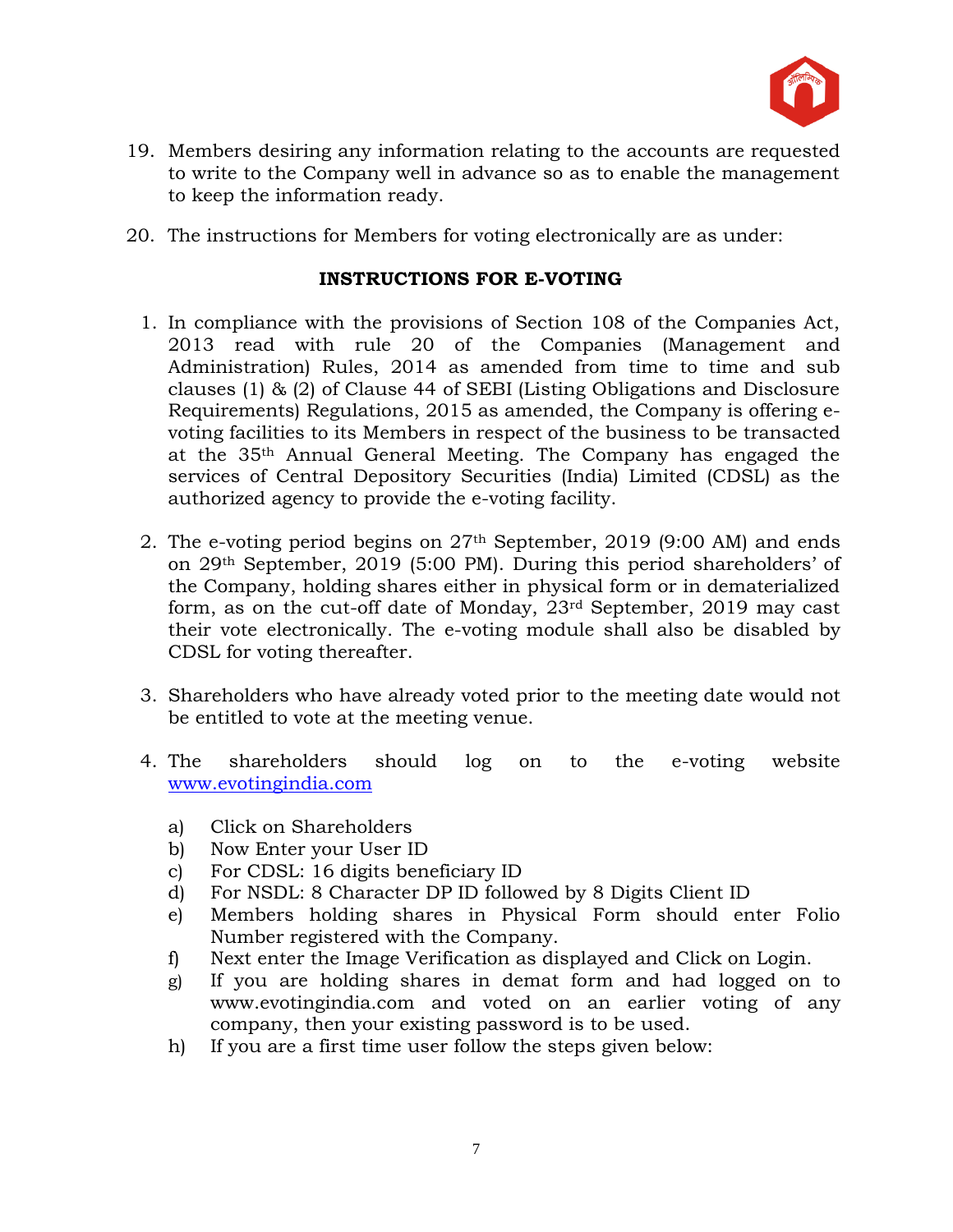19. Members desiring any information relating to the accounts are requested to write to the Company well in advance so as to enable the management to keep the information ready.

20. The instructions for Members for voting electronically are as under:

**INSTRUCTIONS FOR E-VOTING**

1. In compliance with the provisions of Section 108 of the Companies Act, 2013 read with rule 20 of the Companies (Management and Administration) Rules, 2014 as amended from time to time and sub clauses (1) & (2) of Clause 44 of SEBI (Listing Obligations and Disclosure Requirements) Regulations, 2015 as amended, the Company is offering e-voting facilities to its Members in respect of the business to be transacted at the 35th Annual General Meeting. The Company has engaged the services of Central Depository Securities (India) Limited (CDSL) as the authorized agency to provide the e-voting facility.

2. The e-voting period begins on 27th September, 2019 (9:00 AM) and ends on 29th September, 2019 (5:00 PM). During this period shareholders' of the Company, holding shares either in physical form or in dematerialized form, as on the cut-off date of Monday, 23rd September, 2019 may cast their vote electronically. The e-voting module shall also be disabled by CDSL for voting thereafter.

3. Shareholders who have already voted prior to the meeting date would not be entitled to vote at the meeting venue.

4. The shareholders should log on to the e-voting website www.evotingindia.com

   a) Click on Shareholders
   b) Now Enter your User ID
   c) For CDSL: 16 digits beneficiary ID
   d) For NSDL: 8 Character DP ID followed by 8 Digits Client ID
   e) Members holding shares in Physical Form should enter Folio Number registered with the Company.
   f) Next enter the Image Verification as displayed and Click on Login.
   g) If you are holding shares in demat form and had logged on to www.evotingindia.com and voted on an earlier voting of any company, then your existing password is to be used.
   h) If you are a first time user follow the steps given below: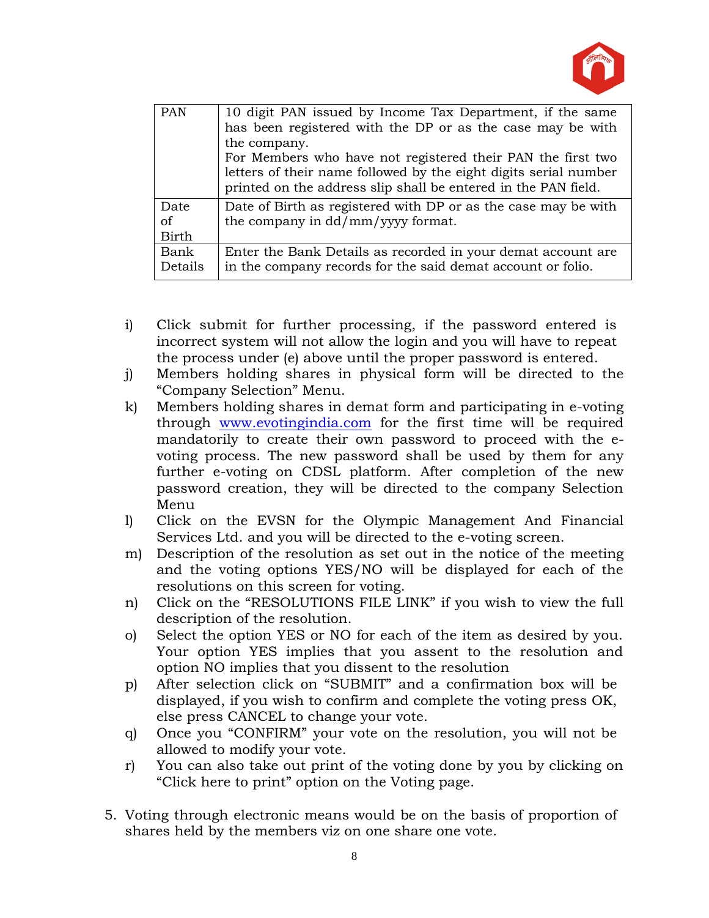| PAN | 10 digit PAN issued by Income Tax Department, if the same has been registered with the DP or as the case may be with the company.<br>For Members who have not registered their PAN the first two letters of their name followed by the eight digits serial number printed on the address slip shall be entered in the PAN field. |
|---|---|
| Date of Birth | Date of Birth as registered with DP or as the case may be with the company in dd/mm/yyyy format. |
| Bank Details | Enter the Bank Details as recorded in your demat account are in the company records for the said demat account or folio. |

i) Click submit for further processing, if the password entered is incorrect system will not allow the login and you will have to repeat the process under (e) above until the proper password is entered.

j) Members holding shares in physical form will be directed to the "Company Selection" Menu.

k) Members holding shares in demat form and participating in e-voting through www.evotingindia.com for the first time will be required mandatorily to create their own password to proceed with the e-voting process. The new password shall be used by them for any further e-voting on CDSL platform. After completion of the new password creation, they will be directed to the company Selection Menu

l) Click on the EVSN for the Olympic Management And Financial Services Ltd. and you will be directed to the e-voting screen.

m) Description of the resolution as set out in the notice of the meeting and the voting options YES/NO will be displayed for each of the resolutions on this screen for voting.

n) Click on the "RESOLUTIONS FILE LINK" if you wish to view the full description of the resolution.

o) Select the option YES or NO for each of the item as desired by you. Your option YES implies that you assent to the resolution and option NO implies that you dissent to the resolution

p) After selection click on "SUBMIT" and a confirmation box will be displayed, if you wish to confirm and complete the voting press OK, else press CANCEL to change your vote.

q) Once you "CONFIRM" your vote on the resolution, you will not be allowed to modify your vote.

r) You can also take out print of the voting done by you by clicking on "Click here to print" option on the Voting page.

5. Voting through electronic means would be on the basis of proportion of shares held by the members viz on one share one vote.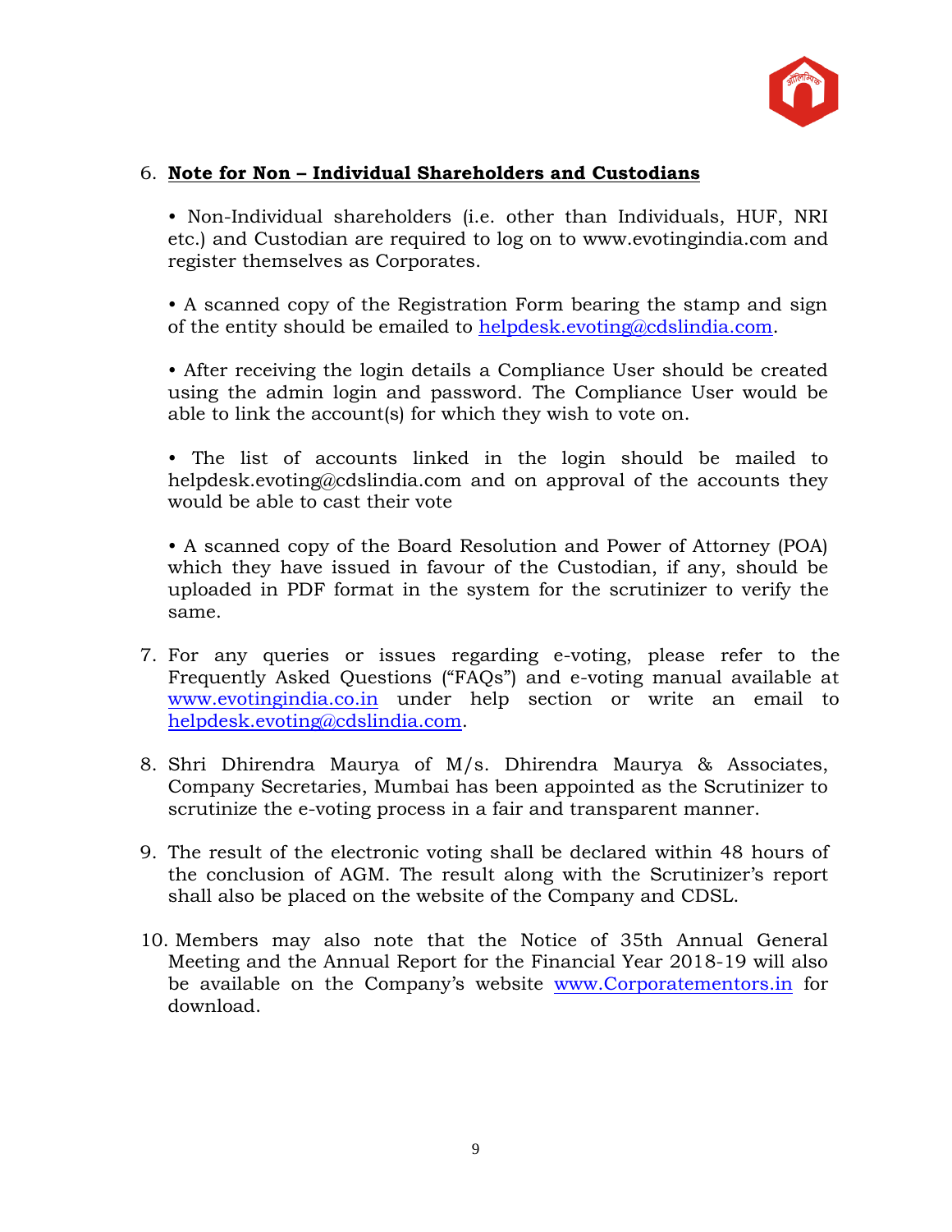6. **Note for Non – Individual Shareholders and Custodians**

   • Non-Individual shareholders (i.e. other than Individuals, HUF, NRI etc.) and Custodian are required to log on to www.evotingindia.com and register themselves as Corporates.

   • A scanned copy of the Registration Form bearing the stamp and sign of the entity should be emailed to helpdesk.evoting@cdslindia.com.

   • After receiving the login details a Compliance User should be created using the admin login and password. The Compliance User would be able to link the account(s) for which they wish to vote on.

   • The list of accounts linked in the login should be mailed to helpdesk.evoting@cdslindia.com and on approval of the accounts they would be able to cast their vote

   • A scanned copy of the Board Resolution and Power of Attorney (POA) which they have issued in favour of the Custodian, if any, should be uploaded in PDF format in the system for the scrutinizer to verify the same.

7. For any queries or issues regarding e-voting, please refer to the Frequently Asked Questions ("FAQs") and e-voting manual available at www.evotingindia.co.in under help section or write an email to helpdesk.evoting@cdslindia.com.

8. Shri Dhirendra Maurya of M/s. Dhirendra Maurya & Associates, Company Secretaries, Mumbai has been appointed as the Scrutinizer to scrutinize the e-voting process in a fair and transparent manner.

9. The result of the electronic voting shall be declared within 48 hours of the conclusion of AGM. The result along with the Scrutinizer's report shall also be placed on the website of the Company and CDSL.

10. Members may also note that the Notice of 35th Annual General Meeting and the Annual Report for the Financial Year 2018-19 will also be available on the Company's website www.Corporatementors.in for download.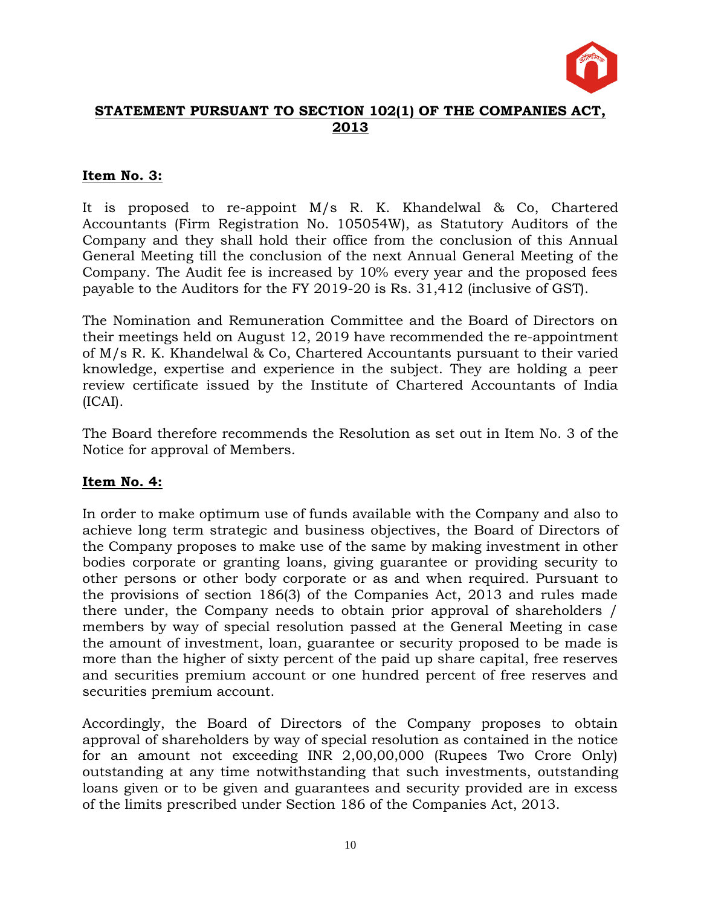## STATEMENT PURSUANT TO SECTION 102(1) OF THE COMPANIES ACT, 2013

**Item No. 3:**

It is proposed to re-appoint M/s R. K. Khandelwal & Co, Chartered Accountants (Firm Registration No. 105054W), as Statutory Auditors of the Company and they shall hold their office from the conclusion of this Annual General Meeting till the conclusion of the next Annual General Meeting of the Company. The Audit fee is increased by 10% every year and the proposed fees payable to the Auditors for the FY 2019-20 is Rs. 31,412 (inclusive of GST).

The Nomination and Remuneration Committee and the Board of Directors on their meetings held on August 12, 2019 have recommended the re-appointment of M/s R. K. Khandelwal & Co, Chartered Accountants pursuant to their varied knowledge, expertise and experience in the subject. They are holding a peer review certificate issued by the Institute of Chartered Accountants of India (ICAI).

The Board therefore recommends the Resolution as set out in Item No. 3 of the Notice for approval of Members.

**Item No. 4:**

In order to make optimum use of funds available with the Company and also to achieve long term strategic and business objectives, the Board of Directors of the Company proposes to make use of the same by making investment in other bodies corporate or granting loans, giving guarantee or providing security to other persons or other body corporate or as and when required. Pursuant to the provisions of section 186(3) of the Companies Act, 2013 and rules made there under, the Company needs to obtain prior approval of shareholders / members by way of special resolution passed at the General Meeting in case the amount of investment, loan, guarantee or security proposed to be made is more than the higher of sixty percent of the paid up share capital, free reserves and securities premium account or one hundred percent of free reserves and securities premium account.

Accordingly, the Board of Directors of the Company proposes to obtain approval of shareholders by way of special resolution as contained in the notice for an amount not exceeding INR 2,00,00,000 (Rupees Two Crore Only) outstanding at any time notwithstanding that such investments, outstanding loans given or to be given and guarantees and security provided are in excess of the limits prescribed under Section 186 of the Companies Act, 2013.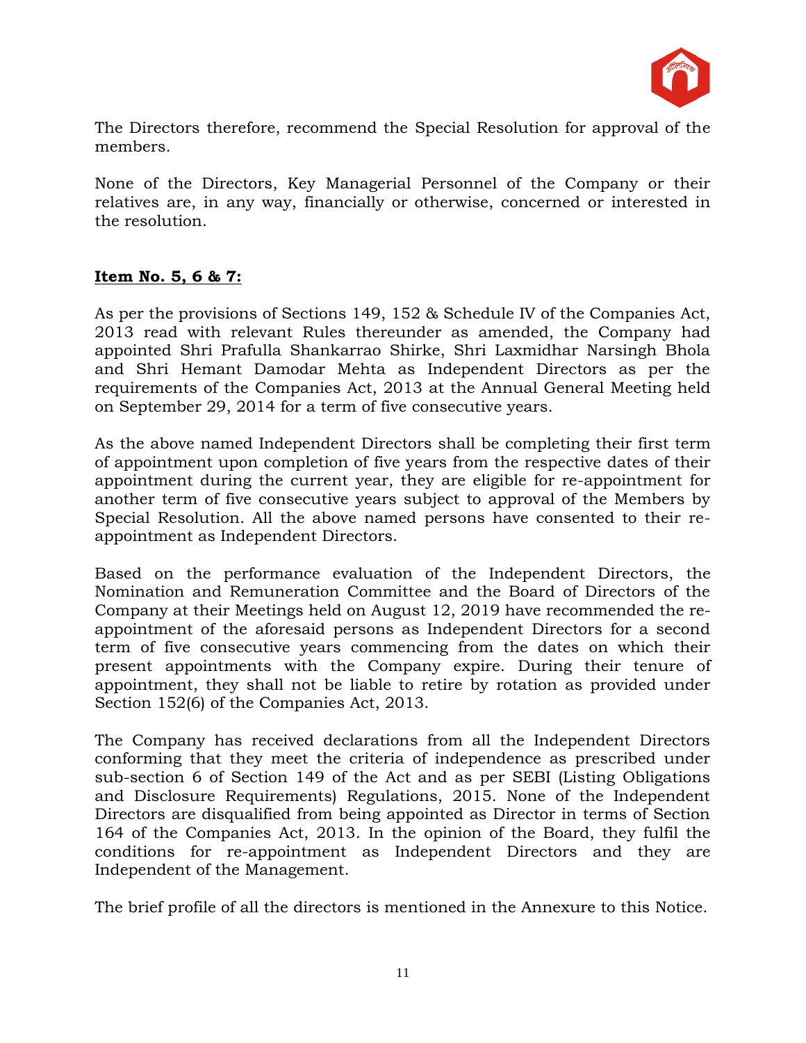The Directors therefore, recommend the Special Resolution for approval of the members.

None of the Directors, Key Managerial Personnel of the Company or their relatives are, in any way, financially or otherwise, concerned or interested in the resolution.

**Item No. 5, 6 & 7:**

As per the provisions of Sections 149, 152 & Schedule IV of the Companies Act, 2013 read with relevant Rules thereunder as amended, the Company had appointed Shri Prafulla Shankarrao Shirke, Shri Laxmidhar Narsingh Bhola and Shri Hemant Damodar Mehta as Independent Directors as per the requirements of the Companies Act, 2013 at the Annual General Meeting held on September 29, 2014 for a term of five consecutive years.

As the above named Independent Directors shall be completing their first term of appointment upon completion of five years from the respective dates of their appointment during the current year, they are eligible for re-appointment for another term of five consecutive years subject to approval of the Members by Special Resolution. All the above named persons have consented to their re-appointment as Independent Directors.

Based on the performance evaluation of the Independent Directors, the Nomination and Remuneration Committee and the Board of Directors of the Company at their Meetings held on August 12, 2019 have recommended the re-appointment of the aforesaid persons as Independent Directors for a second term of five consecutive years commencing from the dates on which their present appointments with the Company expire. During their tenure of appointment, they shall not be liable to retire by rotation as provided under Section 152(6) of the Companies Act, 2013.

The Company has received declarations from all the Independent Directors conforming that they meet the criteria of independence as prescribed under sub-section 6 of Section 149 of the Act and as per SEBI (Listing Obligations and Disclosure Requirements) Regulations, 2015. None of the Independent Directors are disqualified from being appointed as Director in terms of Section 164 of the Companies Act, 2013. In the opinion of the Board, they fulfil the conditions for re-appointment as Independent Directors and they are Independent of the Management.

The brief profile of all the directors is mentioned in the Annexure to this Notice.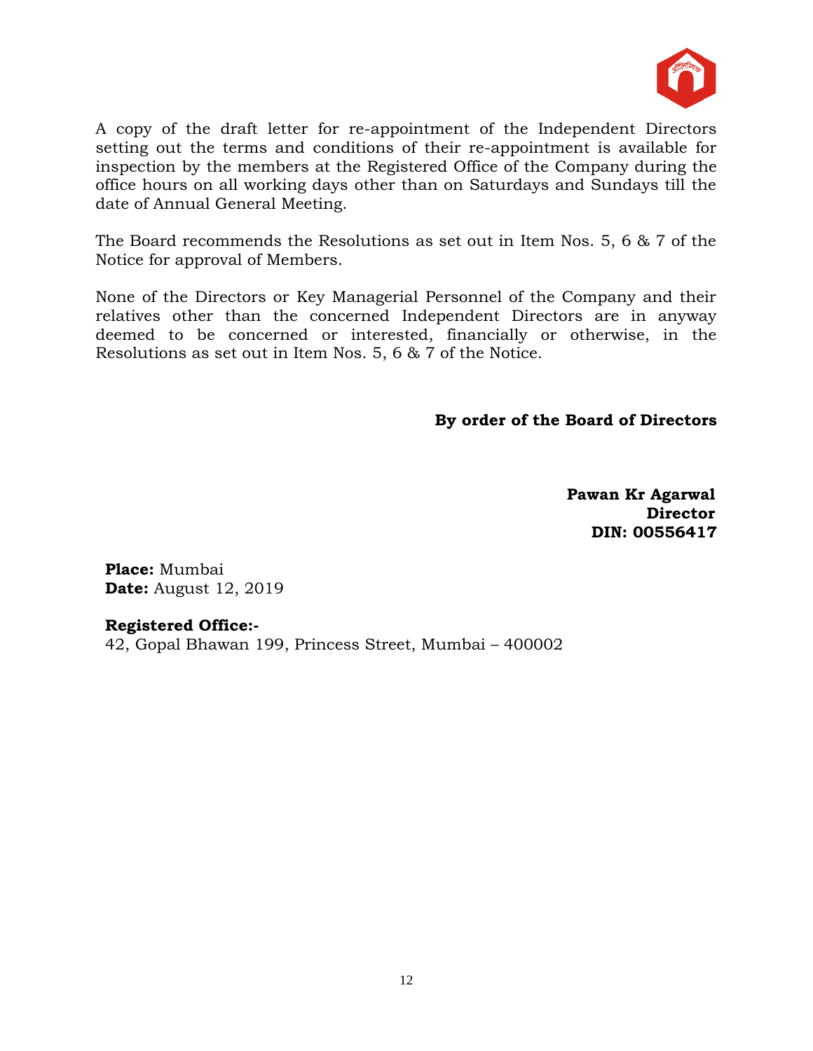A copy of the draft letter for re-appointment of the Independent Directors setting out the terms and conditions of their re-appointment is available for inspection by the members at the Registered Office of the Company during the office hours on all working days other than on Saturdays and Sundays till the date of Annual General Meeting.

The Board recommends the Resolutions as set out in Item Nos. 5, 6 & 7 of the Notice for approval of Members.

None of the Directors or Key Managerial Personnel of the Company and their relatives other than the concerned Independent Directors are in anyway deemed to be concerned or interested, financially or otherwise, in the Resolutions as set out in Item Nos. 5, 6 & 7 of the Notice.

**By order of the Board of Directors**

**Pawan Kr Agarwal**
**Director**
**DIN: 00556417**

**Place:** Mumbai
**Date:** August 12, 2019

**Registered Office:-**
42, Gopal Bhawan 199, Princess Street, Mumbai – 400002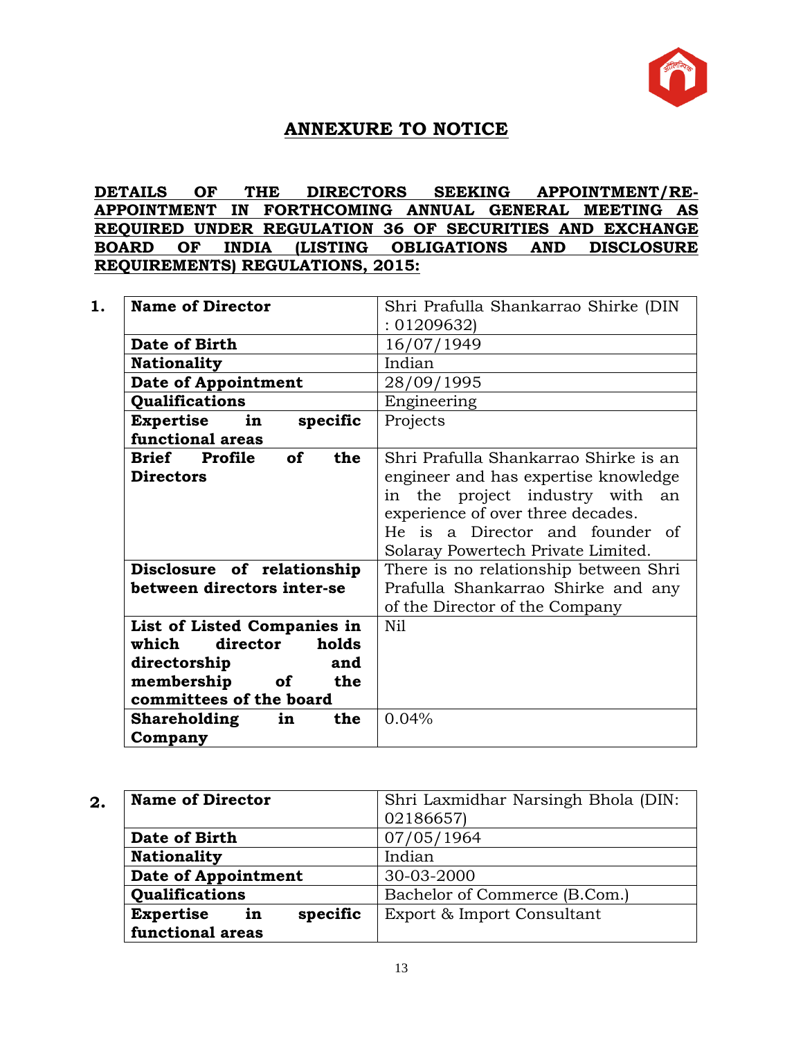## ANNEXURE TO NOTICE

**DETAILS OF THE DIRECTORS SEEKING APPOINTMENT/RE-APPOINTMENT IN FORTHCOMING ANNUAL GENERAL MEETING AS REQUIRED UNDER REGULATION 36 OF SECURITIES AND EXCHANGE BOARD OF INDIA (LISTING OBLIGATIONS AND DISCLOSURE REQUIREMENTS) REGULATIONS, 2015:**

**1.**

| **Name of Director** | Shri Prafulla Shankarrao Shirke (DIN : 01209632) |
|---|---|
| **Date of Birth** | 16/07/1949 |
| **Nationality** | Indian |
| **Date of Appointment** | 28/09/1995 |
| **Qualifications** | Engineering |
| **Expertise in specific functional areas** | Projects |
| **Brief Profile of the Directors** | Shri Prafulla Shankarrao Shirke is an engineer and has expertise knowledge in the project industry with an experience of over three decades. He is a Director and founder of Solaray Powertech Private Limited. |
| **Disclosure of relationship between directors inter-se** | There is no relationship between Shri Prafulla Shankarrao Shirke and any of the Director of the Company |
| **List of Listed Companies in which director holds directorship and membership of the committees of the board** | Nil |
| **Shareholding in the Company** | 0.04% |

**2.**

| **Name of Director** | Shri Laxmidhar Narsingh Bhola (DIN: 02186657) |
|---|---|
| **Date of Birth** | 07/05/1964 |
| **Nationality** | Indian |
| **Date of Appointment** | 30-03-2000 |
| **Qualifications** | Bachelor of Commerce (B.Com.) |
| **Expertise in specific functional areas** | Export & Import Consultant |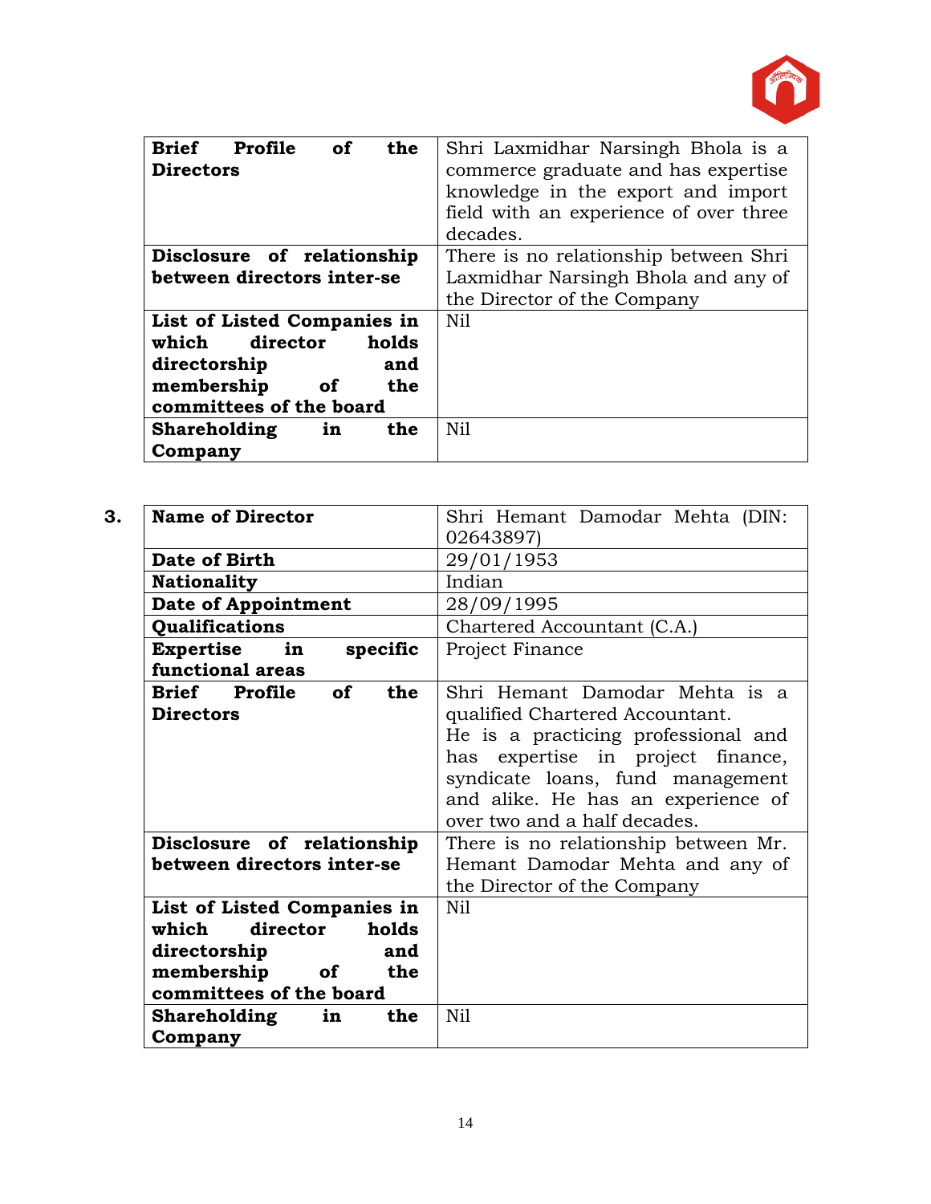| | |
|---|---|
| **Brief Profile of the Directors** | Shri Laxmidhar Narsingh Bhola is a commerce graduate and has expertise knowledge in the export and import field with an experience of over three decades. |
| **Disclosure of relationship between directors inter-se** | There is no relationship between Shri Laxmidhar Narsingh Bhola and any of the Director of the Company |
| **List of Listed Companies in which director holds directorship and membership of the committees of the board** | Nil |
| **Shareholding in the Company** | Nil |

**3.**

| | |
|---|---|
| **Name of Director** | Shri Hemant Damodar Mehta (DIN: 02643897) |
| **Date of Birth** | 29/01/1953 |
| **Nationality** | Indian |
| **Date of Appointment** | 28/09/1995 |
| **Qualifications** | Chartered Accountant (C.A.) |
| **Expertise in specific functional areas** | Project Finance |
| **Brief Profile of the Directors** | Shri Hemant Damodar Mehta is a qualified Chartered Accountant. He is a practicing professional and has expertise in project finance, syndicate loans, fund management and alike. He has an experience of over two and a half decades. |
| **Disclosure of relationship between directors inter-se** | There is no relationship between Mr. Hemant Damodar Mehta and any of the Director of the Company |
| **List of Listed Companies in which director holds directorship and membership of the committees of the board** | Nil |
| **Shareholding in the Company** | Nil |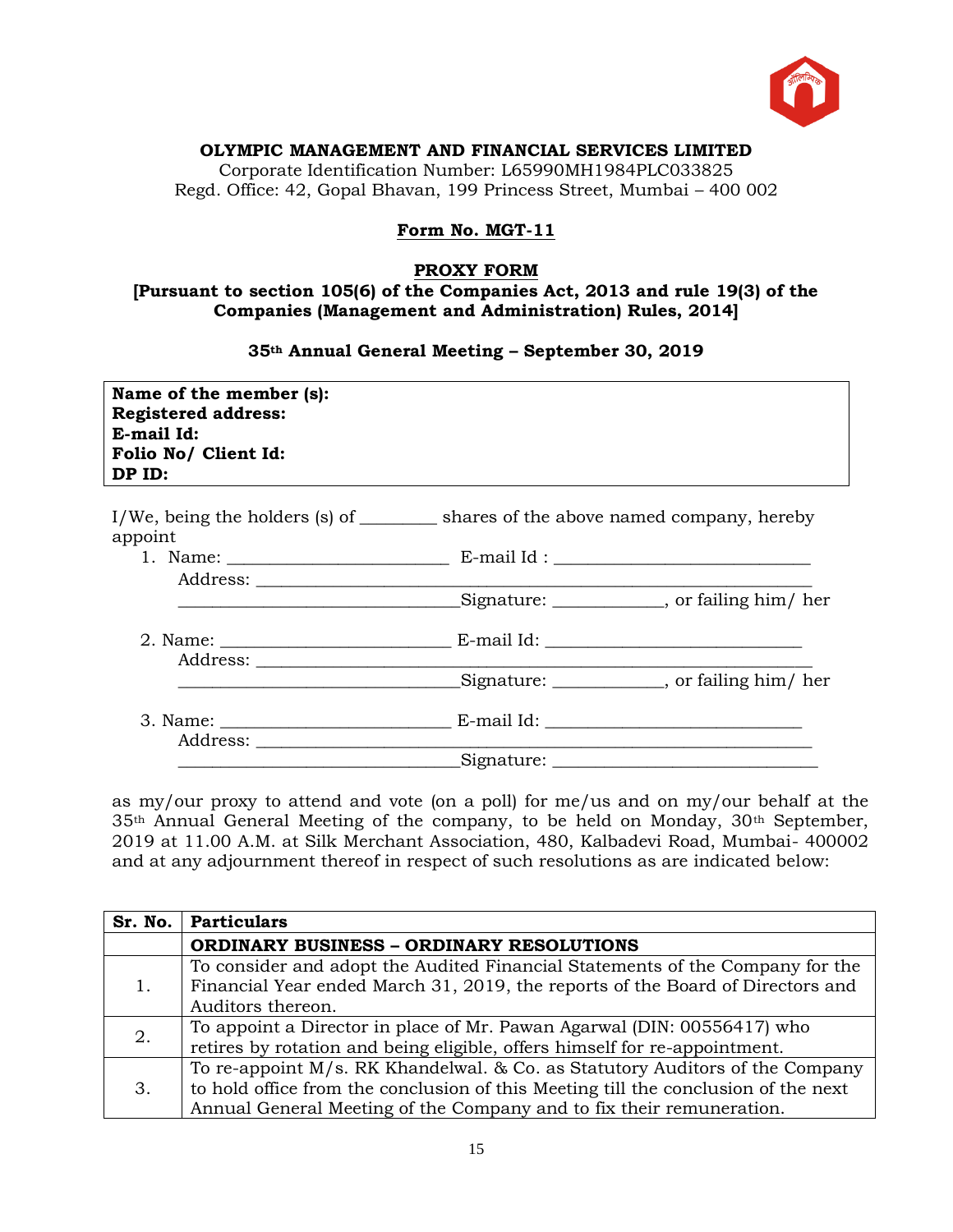**OLYMPIC MANAGEMENT AND FINANCIAL SERVICES LIMITED**
Corporate Identification Number: L65990MH1984PLC033825
Regd. Office: 42, Gopal Bhavan, 199 Princess Street, Mumbai – 400 002

## Form No. MGT-11

## PROXY FORM

**[Pursuant to section 105(6) of the Companies Act, 2013 and rule 19(3) of the Companies (Management and Administration) Rules, 2014]**

**35th Annual General Meeting – September 30, 2019**

**Name of the member (s):**
**Registered address:**
**E-mail Id:**
**Folio No/ Client Id:**
**DP ID:**

I/We, being the holders (s) of ________ shares of the above named company, hereby appoint

1. Name: ________________________ E-mail Id : ____________________________
   Address: ______________________________________________________________
   ______________________________Signature: ___________, or failing him/ her

2. Name: ________________________ E-mail Id: ____________________________
   Address: ______________________________________________________________
   ______________________________Signature: ___________, or failing him/ her

3. Name: ________________________ E-mail Id: ____________________________
   Address: ______________________________________________________________
   ______________________________Signature: ____________________________

as my/our proxy to attend and vote (on a poll) for me/us and on my/our behalf at the 35th Annual General Meeting of the company, to be held on Monday, 30th September, 2019 at 11.00 A.M. at Silk Merchant Association, 480, Kalbadevi Road, Mumbai- 400002 and at any adjournment thereof in respect of such resolutions as are indicated below:

| Sr. No. | Particulars |
|---|---|
| | **ORDINARY BUSINESS – ORDINARY RESOLUTIONS** |
| 1. | To consider and adopt the Audited Financial Statements of the Company for the Financial Year ended March 31, 2019, the reports of the Board of Directors and Auditors thereon. |
| 2. | To appoint a Director in place of Mr. Pawan Agarwal (DIN: 00556417) who retires by rotation and being eligible, offers himself for re-appointment. |
| 3. | To re-appoint M/s. RK Khandelwal. & Co. as Statutory Auditors of the Company to hold office from the conclusion of this Meeting till the conclusion of the next Annual General Meeting of the Company and to fix their remuneration. |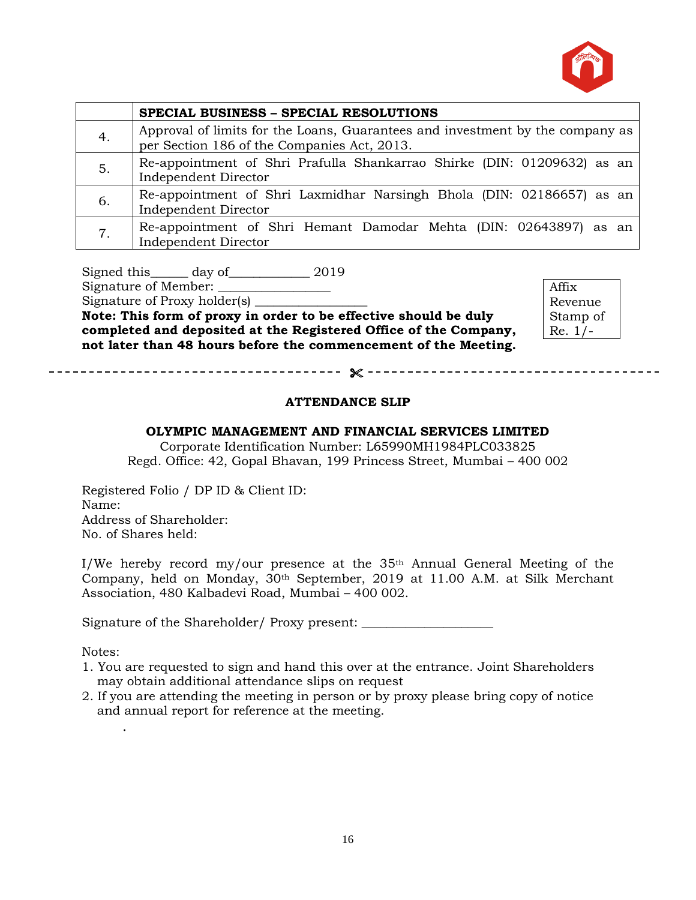| | SPECIAL BUSINESS – SPECIAL RESOLUTIONS |
|---|---|
| 4. | Approval of limits for the Loans, Guarantees and investment by the company as per Section 186 of the Companies Act, 2013. |
| 5. | Re-appointment of Shri Prafulla Shankarrao Shirke (DIN: 01209632) as an Independent Director |
| 6. | Re-appointment of Shri Laxmidhar Narsingh Bhola (DIN: 02186657) as an Independent Director |
| 7. | Re-appointment of Shri Hemant Damodar Mehta (DIN: 02643897) as an Independent Director |

Signed this______ day of____________ 2019

Signature of Member: ________________

Signature of Proxy holder(s) _________________

Affix Revenue Stamp of Re. 1/-

**Note: This form of proxy in order to be effective should be duly completed and deposited at the Registered Office of the Company, not later than 48 hours before the commencement of the Meeting.**

---

## ATTENDANCE SLIP

**OLYMPIC MANAGEMENT AND FINANCIAL SERVICES LIMITED**

Corporate Identification Number: L65990MH1984PLC033825

Regd. Office: 42, Gopal Bhavan, 199 Princess Street, Mumbai – 400 002

Registered Folio / DP ID & Client ID:

Name:

Address of Shareholder:

No. of Shares held:

I/We hereby record my/our presence at the 35th Annual General Meeting of the Company, held on Monday, 30th September, 2019 at 11.00 A.M. at Silk Merchant Association, 480 Kalbadevi Road, Mumbai – 400 002.

Signature of the Shareholder/ Proxy present: ____________________

Notes:

1. You are requested to sign and hand this over at the entrance. Joint Shareholders may obtain additional attendance slips on request
2. If you are attending the meeting in person or by proxy please bring copy of notice and annual report for reference at the meeting.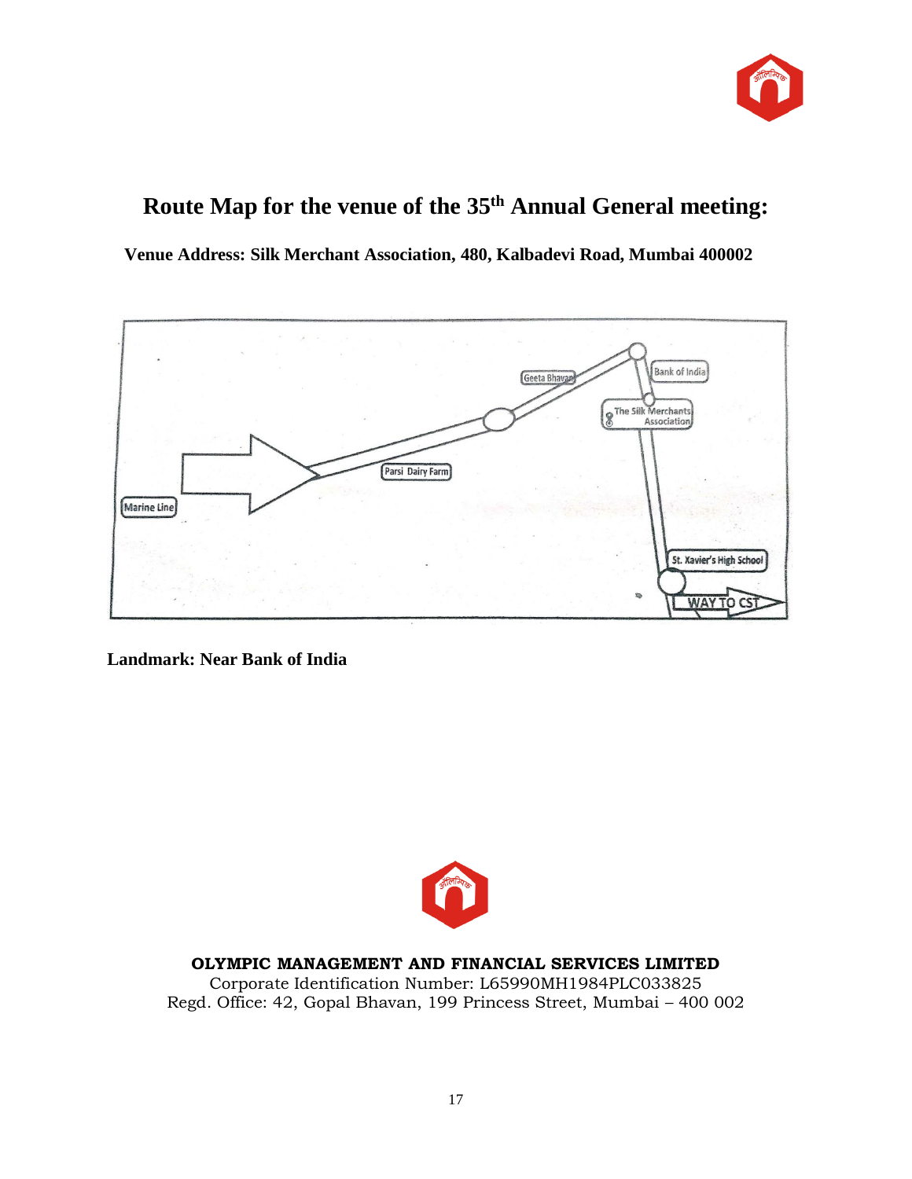# Route Map for the venue of the 35th Annual General meeting:

**Venue Address: Silk Merchant Association, 480, Kalbadevi Road, Mumbai 400002**

Marine Line

Parsi Dairy Farm

Geeta Bhavan

Bank of India

The Silk Merchants Association

St. Xavier's High School

WAY TO CST

**Landmark: Near Bank of India**

**OLYMPIC MANAGEMENT AND FINANCIAL SERVICES LIMITED**
Corporate Identification Number: L65990MH1984PLC033825
Regd. Office: 42, Gopal Bhavan, 199 Princess Street, Mumbai – 400 002